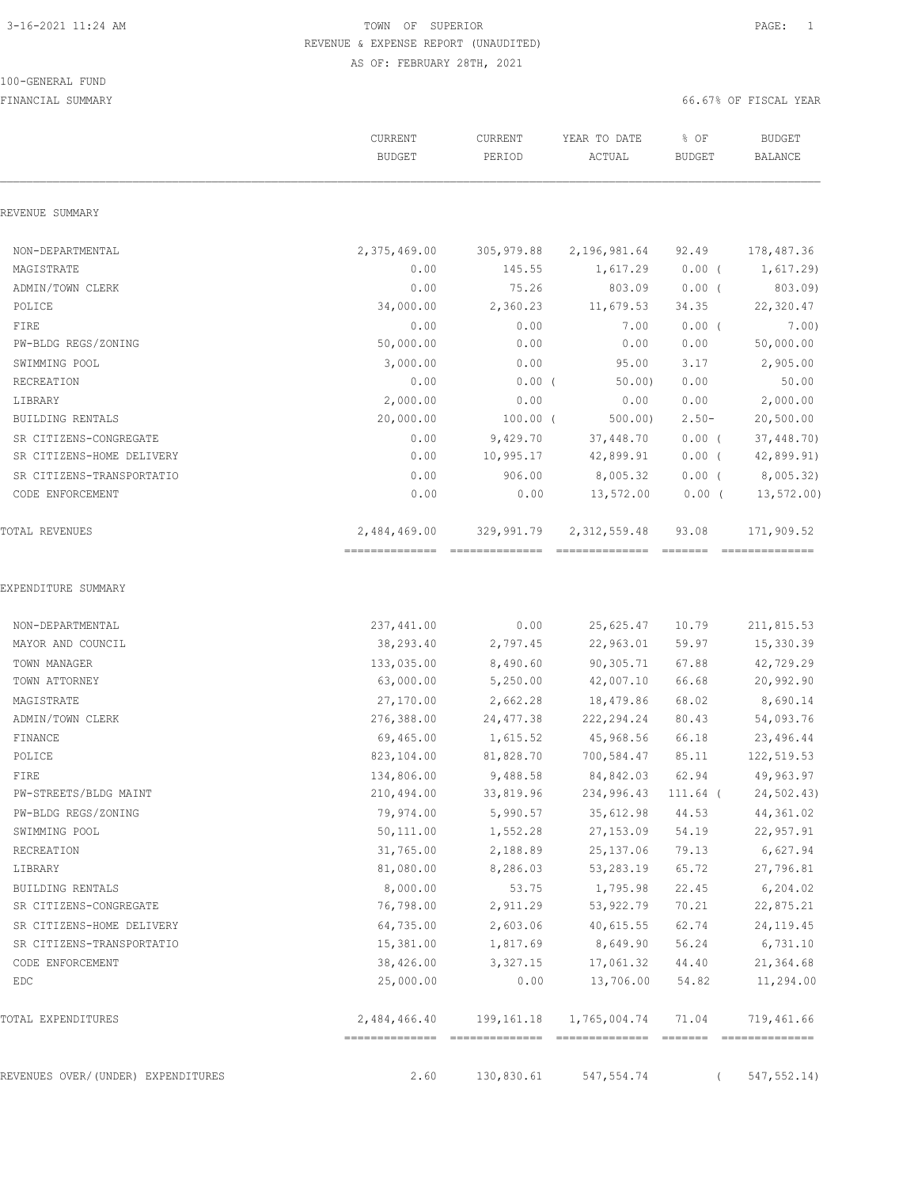TOWN OF SUPERIOR
REVENUE & EXPENSE REPORT (UNAUDITED)
AS OF: FEBRUARY 28TH, 2021

100-GENERAL FUND
FINANCIAL SUMMARY

66.67% OF FISCAL YEAR

| | CURRENT BUDGET | CURRENT PERIOD | YEAR TO DATE ACTUAL | % OF BUDGET | BUDGET BALANCE |
|---|---|---|---|---|---|
| **REVENUE SUMMARY** | | | | | |
| NON-DEPARTMENTAL | 2,375,469.00 | 305,979.88 | 2,196,981.64 | 92.49 | 178,487.36 |
| MAGISTRATE | 0.00 | 145.55 | 1,617.29 | 0.00 | ( 1,617.29) |
| ADMIN/TOWN CLERK | 0.00 | 75.26 | 803.09 | 0.00 | ( 803.09) |
| POLICE | 34,000.00 | 2,360.23 | 11,679.53 | 34.35 | 22,320.47 |
| FIRE | 0.00 | 0.00 | 7.00 | 0.00 | ( 7.00) |
| PW-BLDG REGS/ZONING | 50,000.00 | 0.00 | 0.00 | 0.00 | 50,000.00 |
| SWIMMING POOL | 3,000.00 | 0.00 | 95.00 | 3.17 | 2,905.00 |
| RECREATION | 0.00 | 0.00 | ( 50.00) | 0.00 | 50.00 |
| LIBRARY | 2,000.00 | 0.00 | 0.00 | 0.00 | 2,000.00 |
| BUILDING RENTALS | 20,000.00 | 100.00 | ( 500.00) | 2.50- | 20,500.00 |
| SR CITIZENS-CONGREGATE | 0.00 | 9,429.70 | 37,448.70 | 0.00 | ( 37,448.70) |
| SR CITIZENS-HOME DELIVERY | 0.00 | 10,995.17 | 42,899.91 | 0.00 | ( 42,899.91) |
| SR CITIZENS-TRANSPORTATIO | 0.00 | 906.00 | 8,005.32 | 0.00 | ( 8,005.32) |
| CODE ENFORCEMENT | 0.00 | 0.00 | 13,572.00 | 0.00 | ( 13,572.00) |
| TOTAL REVENUES | 2,484,469.00 | 329,991.79 | 2,312,559.48 | 93.08 | 171,909.52 |
| **EXPENDITURE SUMMARY** | | | | | |
| NON-DEPARTMENTAL | 237,441.00 | 0.00 | 25,625.47 | 10.79 | 211,815.53 |
| MAYOR AND COUNCIL | 38,293.40 | 2,797.45 | 22,963.01 | 59.97 | 15,330.39 |
| TOWN MANAGER | 133,035.00 | 8,490.60 | 90,305.71 | 67.88 | 42,729.29 |
| TOWN ATTORNEY | 63,000.00 | 5,250.00 | 42,007.10 | 66.68 | 20,992.90 |
| MAGISTRATE | 27,170.00 | 2,662.28 | 18,479.86 | 68.02 | 8,690.14 |
| ADMIN/TOWN CLERK | 276,388.00 | 24,477.38 | 222,294.24 | 80.43 | 54,093.76 |
| FINANCE | 69,465.00 | 1,615.52 | 45,968.56 | 66.18 | 23,496.44 |
| POLICE | 823,104.00 | 81,828.70 | 700,584.47 | 85.11 | 122,519.53 |
| FIRE | 134,806.00 | 9,488.58 | 84,842.03 | 62.94 | 49,963.97 |
| PW-STREETS/BLDG MAINT | 210,494.00 | 33,819.96 | 234,996.43 | 111.64 | ( 24,502.43) |
| PW-BLDG REGS/ZONING | 79,974.00 | 5,990.57 | 35,612.98 | 44.53 | 44,361.02 |
| SWIMMING POOL | 50,111.00 | 1,552.28 | 27,153.09 | 54.19 | 22,957.91 |
| RECREATION | 31,765.00 | 2,188.89 | 25,137.06 | 79.13 | 6,627.94 |
| LIBRARY | 81,080.00 | 8,286.03 | 53,283.19 | 65.72 | 27,796.81 |
| BUILDING RENTALS | 8,000.00 | 53.75 | 1,795.98 | 22.45 | 6,204.02 |
| SR CITIZENS-CONGREGATE | 76,798.00 | 2,911.29 | 53,922.79 | 70.21 | 22,875.21 |
| SR CITIZENS-HOME DELIVERY | 64,735.00 | 2,603.06 | 40,615.55 | 62.74 | 24,119.45 |
| SR CITIZENS-TRANSPORTATIO | 15,381.00 | 1,817.69 | 8,649.90 | 56.24 | 6,731.10 |
| CODE ENFORCEMENT | 38,426.00 | 3,327.15 | 17,061.32 | 44.40 | 21,364.68 |
| EDC | 25,000.00 | 0.00 | 13,706.00 | 54.82 | 11,294.00 |
| TOTAL EXPENDITURES | 2,484,466.40 | 199,161.18 | 1,765,004.74 | 71.04 | 719,461.66 |
| REVENUES OVER/(UNDER) EXPENDITURES | 2.60 | 130,830.61 | 547,554.74 | | ( 547,552.14) |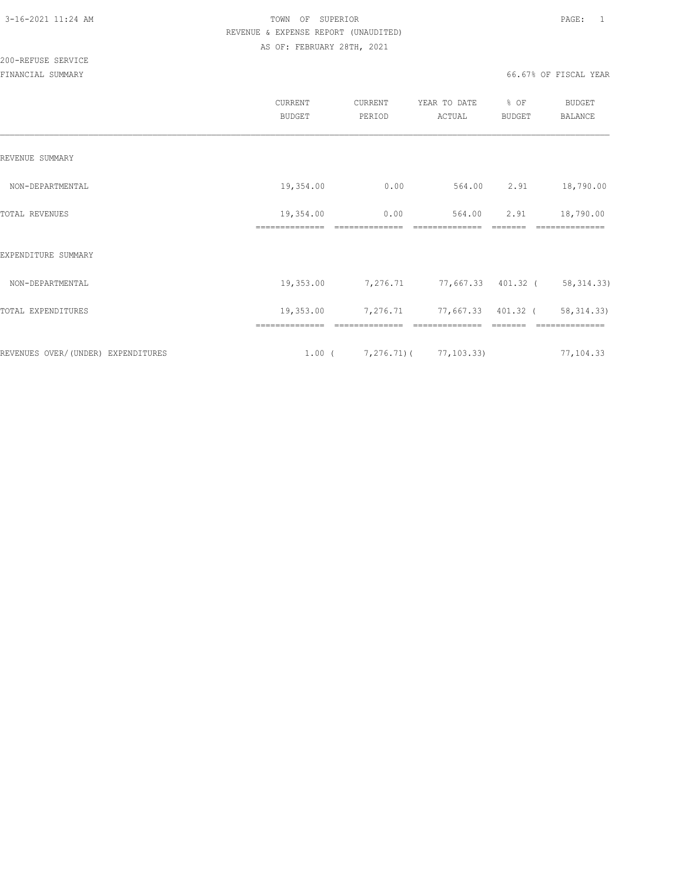TOWN OF SUPERIOR
REVENUE & EXPENSE REPORT (UNAUDITED)
AS OF: FEBRUARY 28TH, 2021

200-REFUSE SERVICE

FINANCIAL SUMMARY — 66.67% OF FISCAL YEAR

| | CURRENT BUDGET | CURRENT PERIOD | YEAR TO DATE ACTUAL | % OF BUDGET | BUDGET BALANCE |
|---|---|---|---|---|---|
| REVENUE SUMMARY | | | | | |
| NON-DEPARTMENTAL | 19,354.00 | 0.00 | 564.00 | 2.91 | 18,790.00 |
| TOTAL REVENUES | 19,354.00 | 0.00 | 564.00 | 2.91 | 18,790.00 |
| EXPENDITURE SUMMARY | | | | | |
| NON-DEPARTMENTAL | 19,353.00 | 7,276.71 | 77,667.33 | 401.32 | ( 58,314.33) |
| TOTAL EXPENDITURES | 19,353.00 | 7,276.71 | 77,667.33 | 401.32 | ( 58,314.33) |
| REVENUES OVER/(UNDER) EXPENDITURES | 1.00 | ( 7,276.71) | ( 77,103.33) | | 77,104.33 |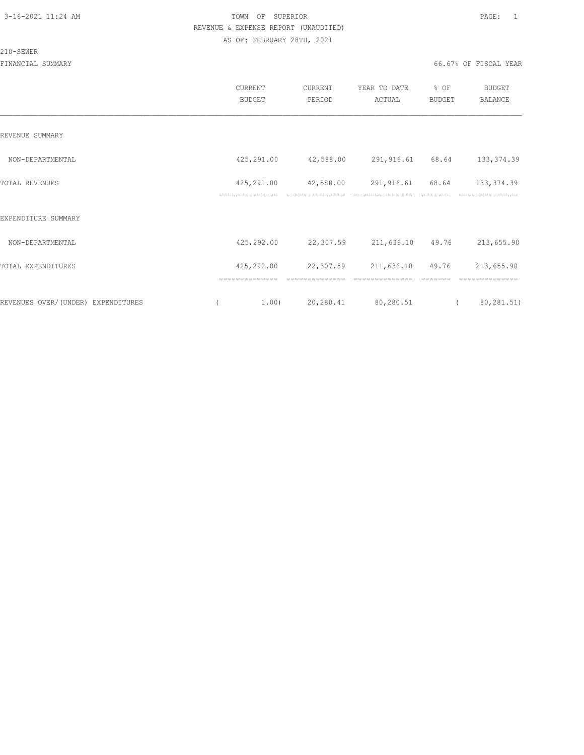3-16-2021 11:24 AM

TOWN OF SUPERIOR

REVENUE & EXPENSE REPORT (UNAUDITED)

AS OF: FEBRUARY 28TH, 2021

210-SEWER

FINANCIAL SUMMARY

66.67% OF FISCAL YEAR

| | CURRENT BUDGET | CURRENT PERIOD | YEAR TO DATE ACTUAL | % OF BUDGET | BUDGET BALANCE |
|---|---|---|---|---|---|
| REVENUE SUMMARY | | | | | |
| NON-DEPARTMENTAL | 425,291.00 | 42,588.00 | 291,916.61 | 68.64 | 133,374.39 |
| TOTAL REVENUES | 425,291.00 | 42,588.00 | 291,916.61 | 68.64 | 133,374.39 |
| EXPENDITURE SUMMARY | | | | | |
| NON-DEPARTMENTAL | 425,292.00 | 22,307.59 | 211,636.10 | 49.76 | 213,655.90 |
| TOTAL EXPENDITURES | 425,292.00 | 22,307.59 | 211,636.10 | 49.76 | 213,655.90 |
| REVENUES OVER/(UNDER) EXPENDITURES | ( 1.00) | 20,280.41 | 80,280.51 | | ( 80,281.51) |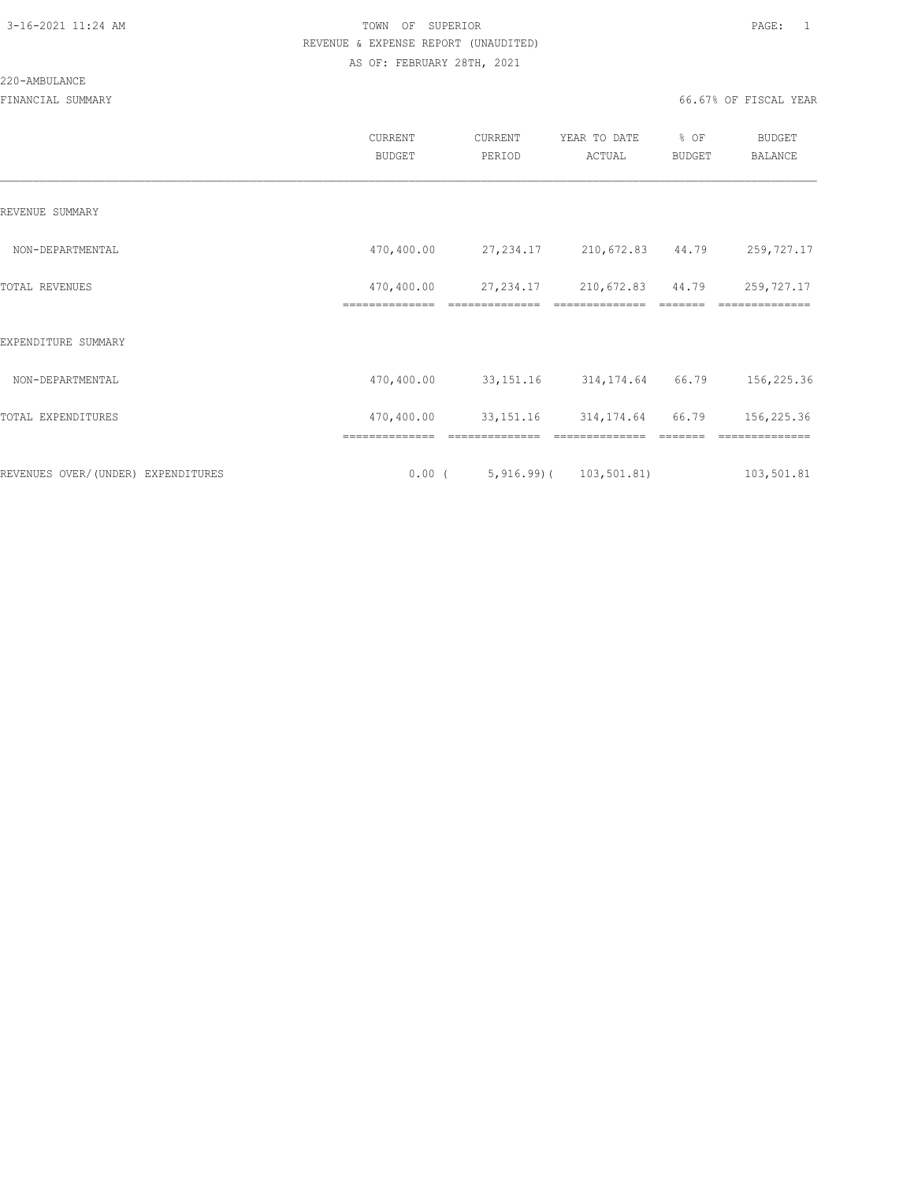3-16-2021 11:24 AM

TOWN OF SUPERIOR

REVENUE & EXPENSE REPORT (UNAUDITED)

AS OF: FEBRUARY 28TH, 2021

220-AMBULANCE

FINANCIAL SUMMARY

66.67% OF FISCAL YEAR

| | CURRENT BUDGET | CURRENT PERIOD | YEAR TO DATE ACTUAL | % OF BUDGET | BUDGET BALANCE |
|---|---|---|---|---|---|
| REVENUE SUMMARY | | | | | |
| NON-DEPARTMENTAL | 470,400.00 | 27,234.17 | 210,672.83 | 44.79 | 259,727.17 |
| TOTAL REVENUES | 470,400.00 | 27,234.17 | 210,672.83 | 44.79 | 259,727.17 |
| EXPENDITURE SUMMARY | | | | | |
| NON-DEPARTMENTAL | 470,400.00 | 33,151.16 | 314,174.64 | 66.79 | 156,225.36 |
| TOTAL EXPENDITURES | 470,400.00 | 33,151.16 | 314,174.64 | 66.79 | 156,225.36 |
| REVENUES OVER/(UNDER) EXPENDITURES | 0.00 | ( 5,916.99) | ( 103,501.81) | | 103,501.81 |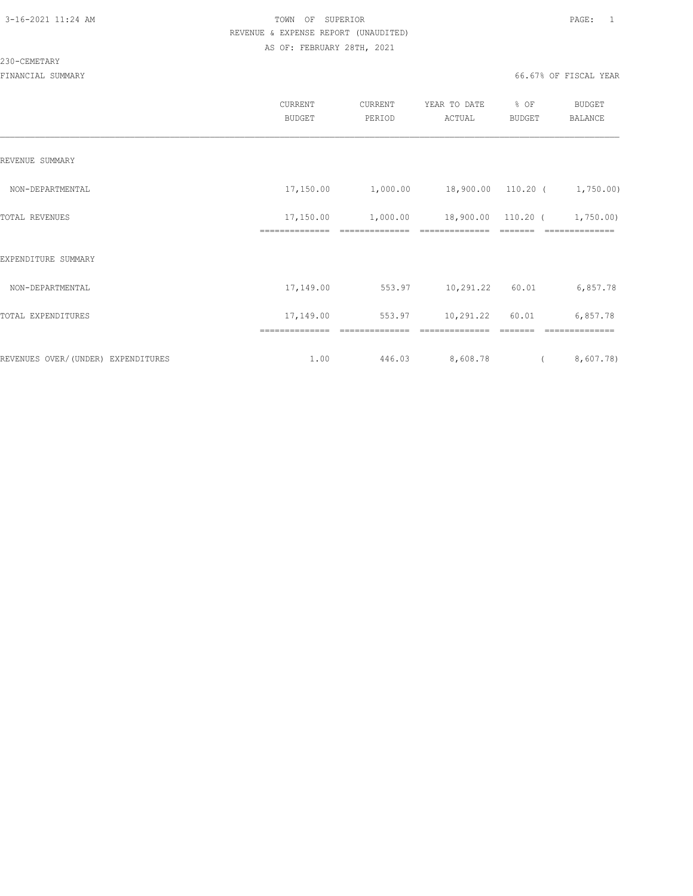TOWN OF SUPERIOR

REVENUE & EXPENSE REPORT (UNAUDITED)

AS OF: FEBRUARY 28TH, 2021

230-CEMETARY

FINANCIAL SUMMARY

66.67% OF FISCAL YEAR

| | CURRENT BUDGET | CURRENT PERIOD | YEAR TO DATE ACTUAL | % OF BUDGET | BUDGET BALANCE |
|---|---|---|---|---|---|
| REVENUE SUMMARY | | | | | |
| NON-DEPARTMENTAL | 17,150.00 | 1,000.00 | 18,900.00 | 110.20 | ( 1,750.00) |
| TOTAL REVENUES | 17,150.00 | 1,000.00 | 18,900.00 | 110.20 | ( 1,750.00) |
| EXPENDITURE SUMMARY | | | | | |
| NON-DEPARTMENTAL | 17,149.00 | 553.97 | 10,291.22 | 60.01 | 6,857.78 |
| TOTAL EXPENDITURES | 17,149.00 | 553.97 | 10,291.22 | 60.01 | 6,857.78 |
| REVENUES OVER/(UNDER) EXPENDITURES | 1.00 | 446.03 | 8,608.78 | | ( 8,607.78) |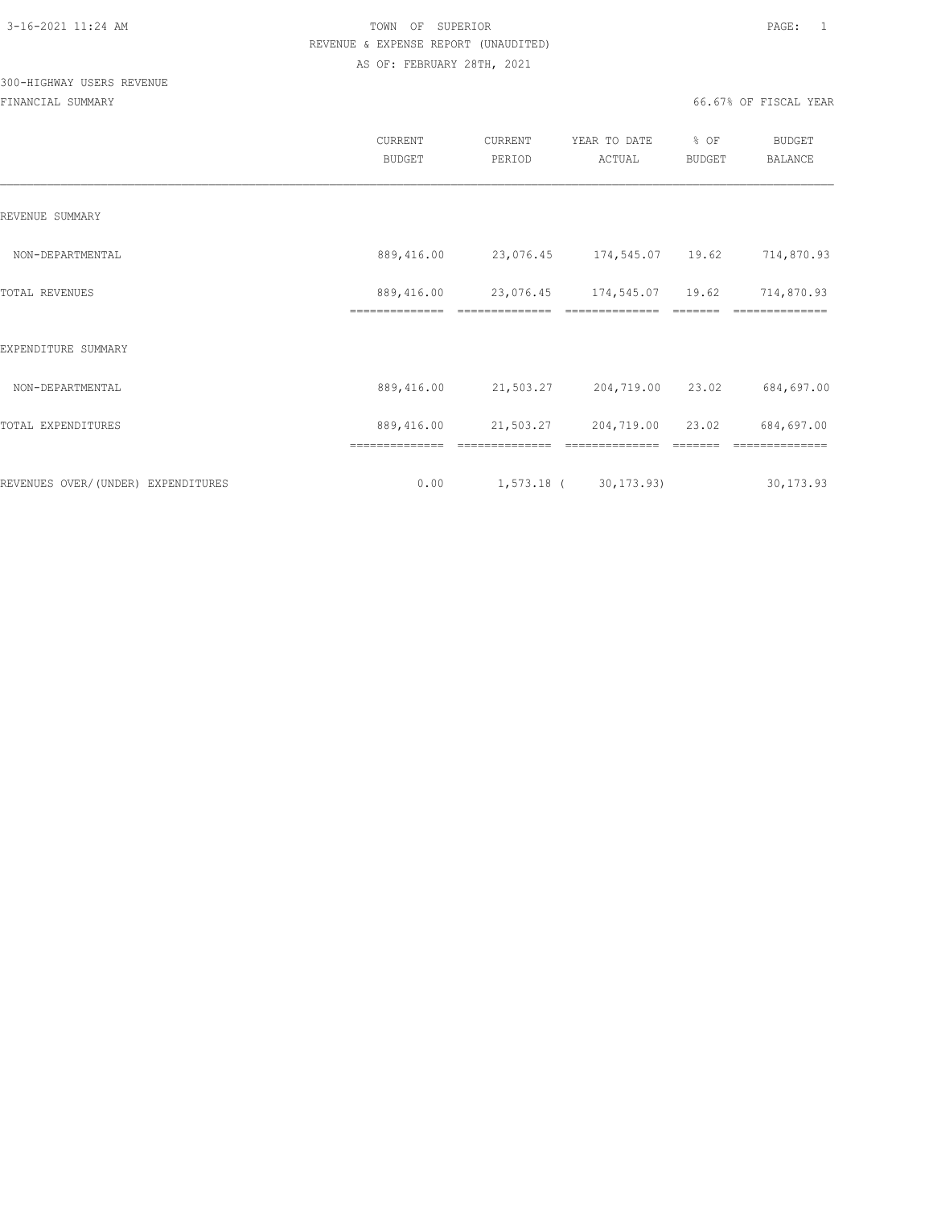TOWN OF SUPERIOR
REVENUE & EXPENSE REPORT (UNAUDITED)
AS OF: FEBRUARY 28TH, 2021

300-HIGHWAY USERS REVENUE

FINANCIAL SUMMARY

66.67% OF FISCAL YEAR

| | CURRENT BUDGET | CURRENT PERIOD | YEAR TO DATE ACTUAL | % OF BUDGET | BUDGET BALANCE |
|---|---|---|---|---|---|
| REVENUE SUMMARY | | | | | |
| NON-DEPARTMENTAL | 889,416.00 | 23,076.45 | 174,545.07 | 19.62 | 714,870.93 |
| TOTAL REVENUES | 889,416.00 | 23,076.45 | 174,545.07 | 19.62 | 714,870.93 |
| EXPENDITURE SUMMARY | | | | | |
| NON-DEPARTMENTAL | 889,416.00 | 21,503.27 | 204,719.00 | 23.02 | 684,697.00 |
| TOTAL EXPENDITURES | 889,416.00 | 21,503.27 | 204,719.00 | 23.02 | 684,697.00 |
| REVENUES OVER/(UNDER) EXPENDITURES | 0.00 | 1,573.18 | ( 30,173.93) | | 30,173.93 |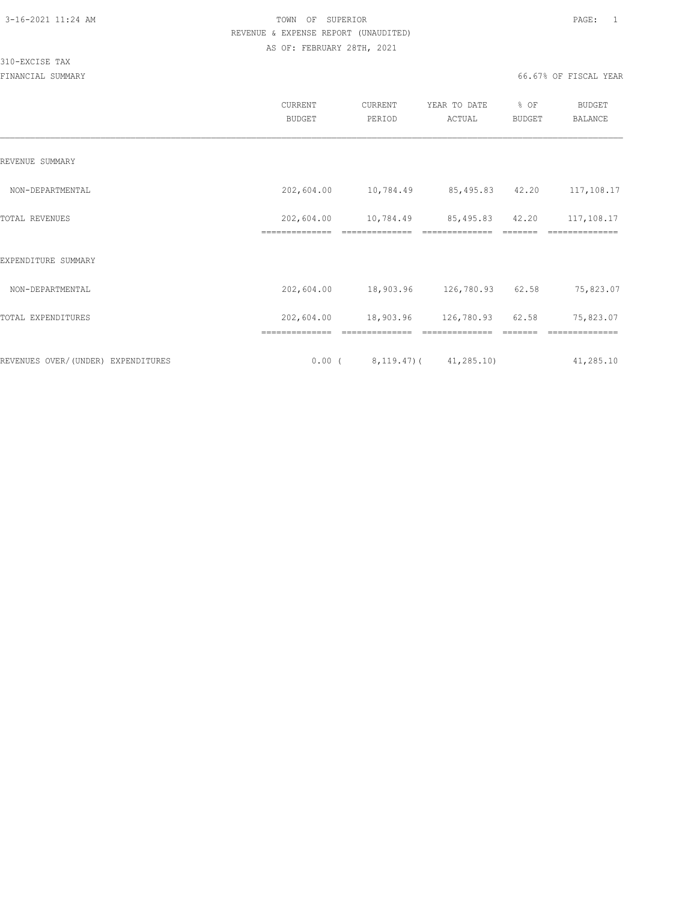TOWN OF SUPERIOR

REVENUE & EXPENSE REPORT (UNAUDITED)

AS OF: FEBRUARY 28TH, 2021

310-EXCISE TAX

FINANCIAL SUMMARY

66.67% OF FISCAL YEAR

| | CURRENT BUDGET | CURRENT PERIOD | YEAR TO DATE ACTUAL | % OF BUDGET | BUDGET BALANCE |
|---|---|---|---|---|---|
| REVENUE SUMMARY | | | | | |
| NON-DEPARTMENTAL | 202,604.00 | 10,784.49 | 85,495.83 | 42.20 | 117,108.17 |
| TOTAL REVENUES | 202,604.00 | 10,784.49 | 85,495.83 | 42.20 | 117,108.17 |
| EXPENDITURE SUMMARY | | | | | |
| NON-DEPARTMENTAL | 202,604.00 | 18,903.96 | 126,780.93 | 62.58 | 75,823.07 |
| TOTAL EXPENDITURES | 202,604.00 | 18,903.96 | 126,780.93 | 62.58 | 75,823.07 |
| REVENUES OVER/(UNDER) EXPENDITURES | 0.00 | ( 8,119.47) | ( 41,285.10) | | 41,285.10 |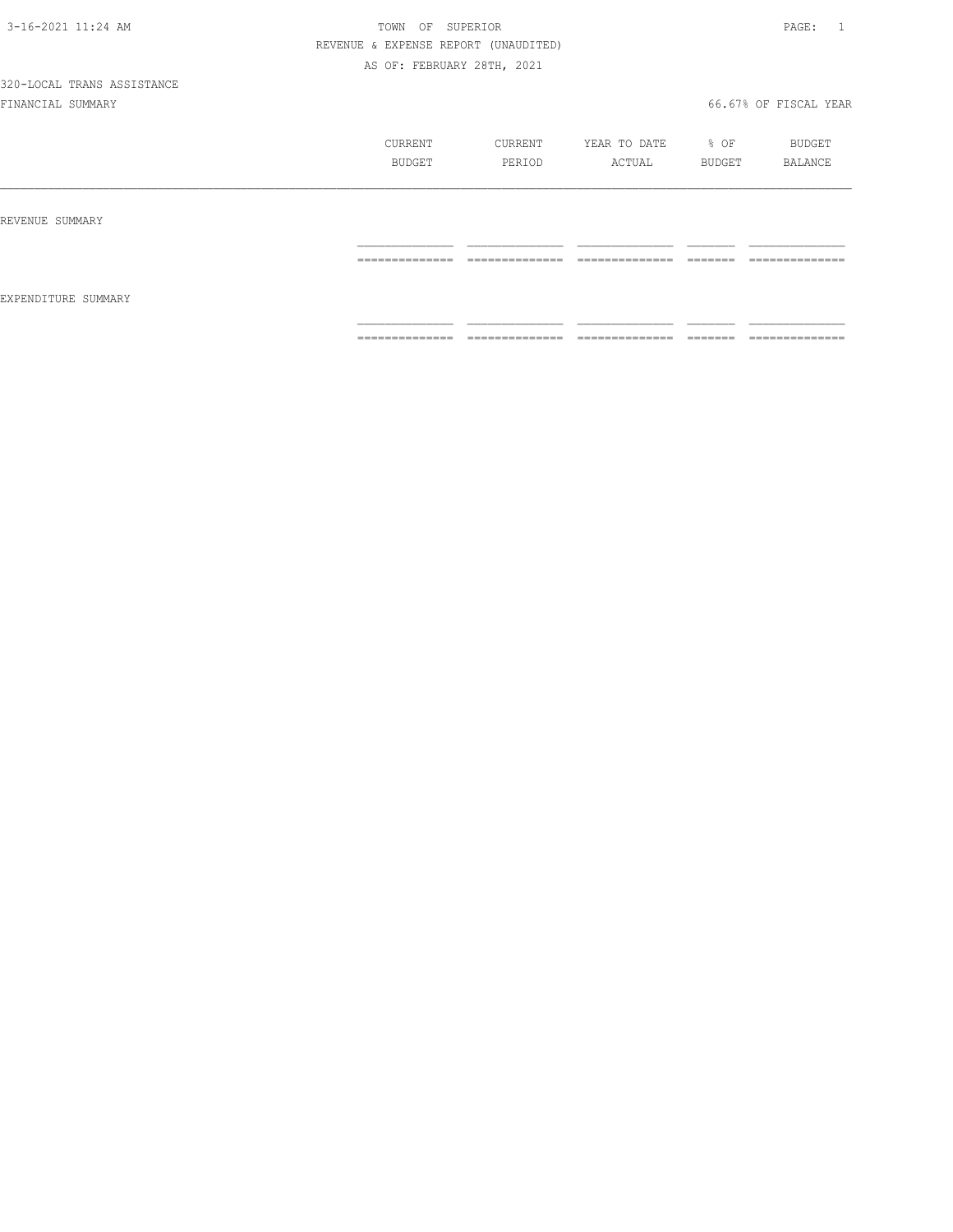TOWN OF SUPERIOR

REVENUE & EXPENSE REPORT (UNAUDITED)

AS OF: FEBRUARY 28TH, 2021

320-LOCAL TRANS ASSISTANCE

FINANCIAL SUMMARY

66.67% OF FISCAL YEAR

| | CURRENT BUDGET | CURRENT PERIOD | YEAR TO DATE ACTUAL | % OF BUDGET | BUDGET BALANCE |
|---|---|---|---|---|---|
| REVENUE SUMMARY | | | | | |
| EXPENDITURE SUMMARY | | | | | |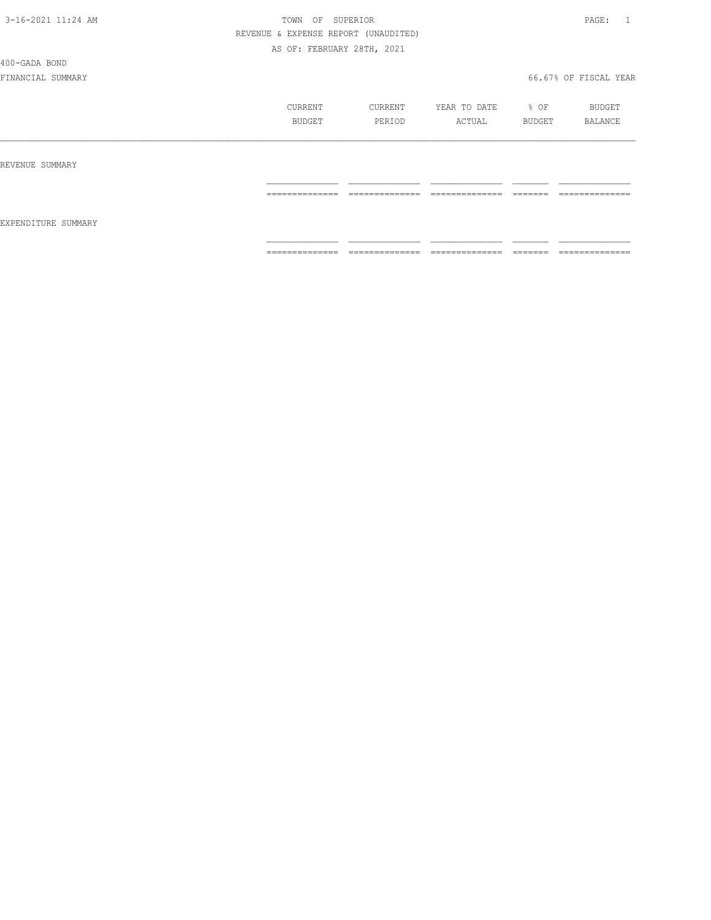TOWN OF SUPERIOR

REVENUE & EXPENSE REPORT (UNAUDITED)

AS OF: FEBRUARY 28TH, 2021

400-GADA BOND

FINANCIAL SUMMARY

66.67% OF FISCAL YEAR

| | CURRENT BUDGET | CURRENT PERIOD | YEAR TO DATE ACTUAL | % OF BUDGET | BUDGET BALANCE |
|---|---|---|---|---|---|
| REVENUE SUMMARY | | | | | |
| EXPENDITURE SUMMARY | | | | | |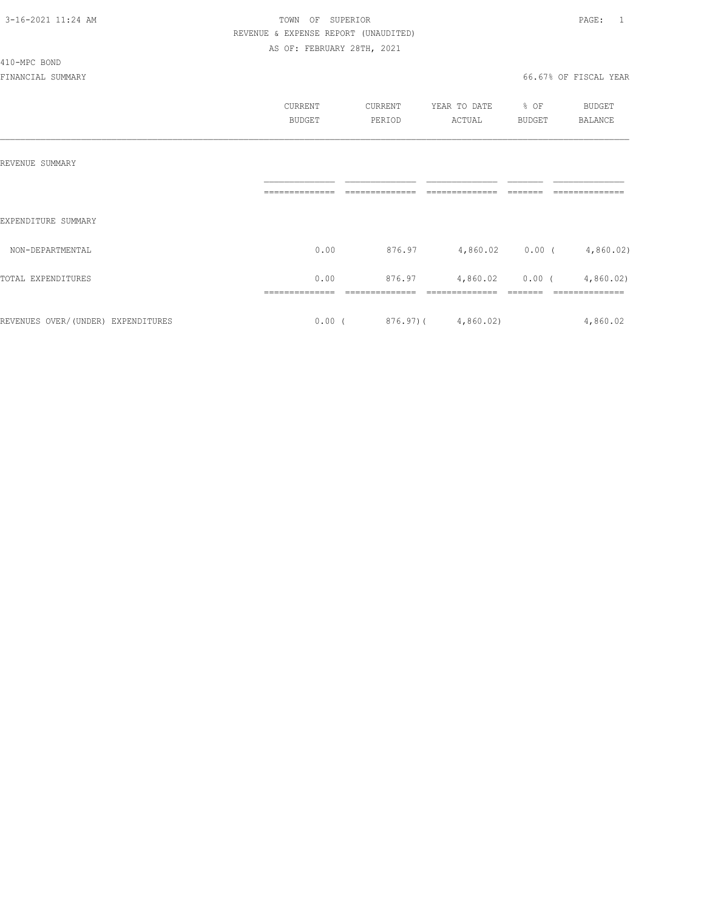TOWN OF SUPERIOR
REVENUE & EXPENSE REPORT (UNAUDITED)
AS OF: FEBRUARY 28TH, 2021

410-MPC BOND

FINANCIAL SUMMARY

66.67% OF FISCAL YEAR

| | CURRENT BUDGET | CURRENT PERIOD | YEAR TO DATE ACTUAL | % OF BUDGET | BUDGET BALANCE |
|---|---|---|---|---|---|
| REVENUE SUMMARY | | | | | |
| EXPENDITURE SUMMARY | | | | | |
| NON-DEPARTMENTAL | 0.00 | 876.97 | 4,860.02 | 0.00 | ( 4,860.02) |
| TOTAL EXPENDITURES | 0.00 | 876.97 | 4,860.02 | 0.00 | ( 4,860.02) |
| REVENUES OVER/(UNDER) EXPENDITURES | 0.00 | ( 876.97) | ( 4,860.02) | | 4,860.02 |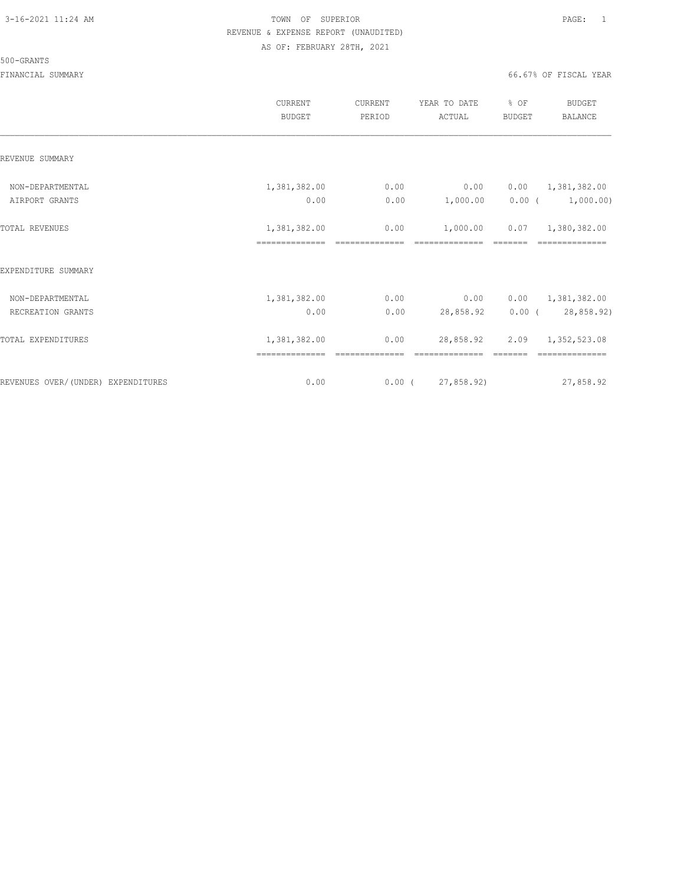TOWN OF SUPERIOR

REVENUE & EXPENSE REPORT (UNAUDITED)

AS OF: FEBRUARY 28TH, 2021

500-GRANTS

FINANCIAL SUMMARY — 66.67% OF FISCAL YEAR

| | CURRENT BUDGET | CURRENT PERIOD | YEAR TO DATE ACTUAL | % OF BUDGET | BUDGET BALANCE |
|---|---|---|---|---|---|
| **REVENUE SUMMARY** | | | | | |
| NON-DEPARTMENTAL | 1,381,382.00 | 0.00 | 0.00 | 0.00 | 1,381,382.00 |
| AIRPORT GRANTS | 0.00 | 0.00 | 1,000.00 | 0.00 | ( 1,000.00) |
| TOTAL REVENUES | 1,381,382.00 | 0.00 | 1,000.00 | 0.07 | 1,380,382.00 |
| **EXPENDITURE SUMMARY** | | | | | |
| NON-DEPARTMENTAL | 1,381,382.00 | 0.00 | 0.00 | 0.00 | 1,381,382.00 |
| RECREATION GRANTS | 0.00 | 0.00 | 28,858.92 | 0.00 | ( 28,858.92) |
| TOTAL EXPENDITURES | 1,381,382.00 | 0.00 | 28,858.92 | 2.09 | 1,352,523.08 |
| REVENUES OVER/(UNDER) EXPENDITURES | 0.00 | 0.00 | ( 27,858.92) | | 27,858.92 |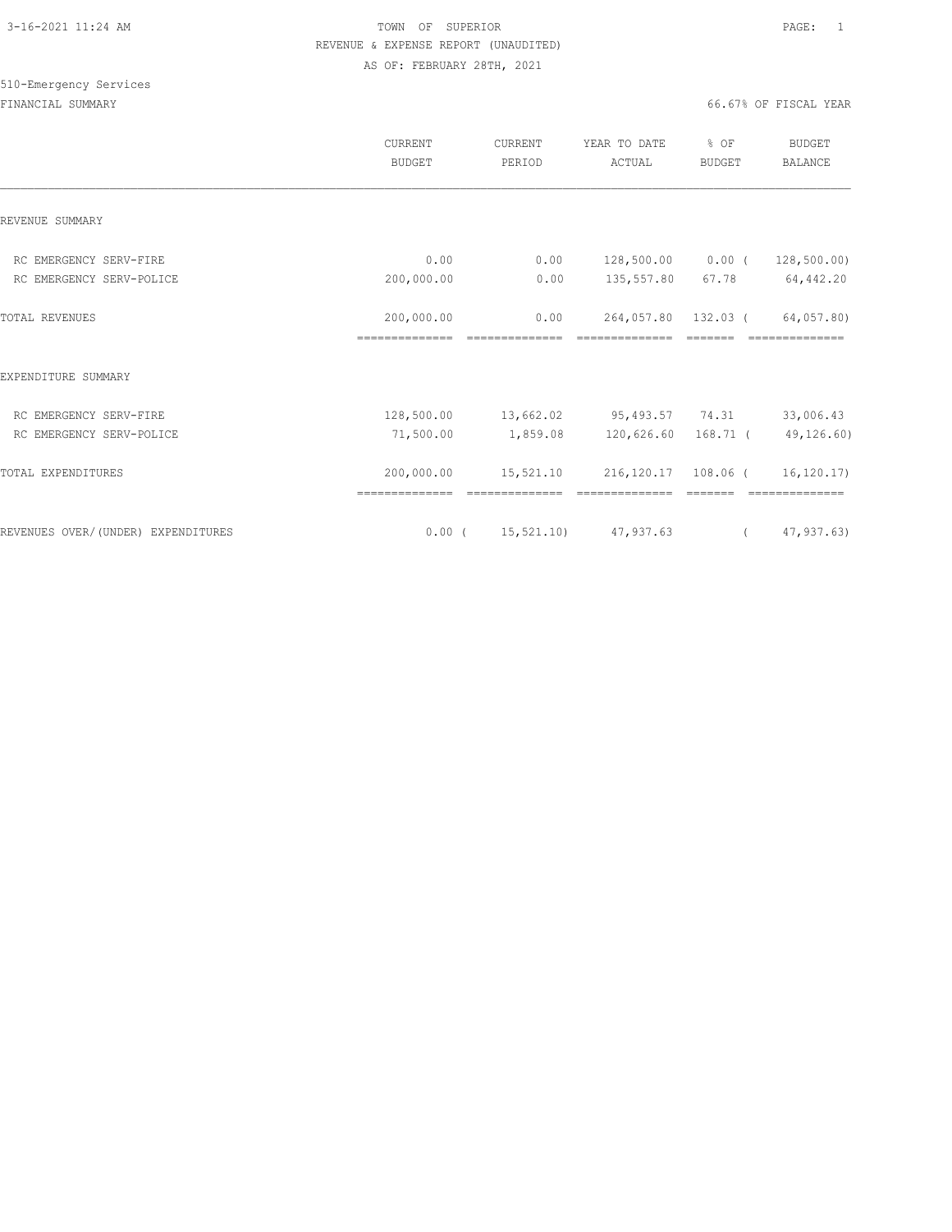TOWN OF SUPERIOR
REVENUE & EXPENSE REPORT (UNAUDITED)
AS OF: FEBRUARY 28TH, 2021

510-Emergency Services

FINANCIAL SUMMARY — 66.67% OF FISCAL YEAR

| | CURRENT BUDGET | CURRENT PERIOD | YEAR TO DATE ACTUAL | % OF BUDGET | BUDGET BALANCE |
|---|---|---|---|---|---|
| REVENUE SUMMARY | | | | | |
| RC EMERGENCY SERV-FIRE | 0.00 | 0.00 | 128,500.00 | 0.00 | ( 128,500.00) |
| RC EMERGENCY SERV-POLICE | 200,000.00 | 0.00 | 135,557.80 | 67.78 | 64,442.20 |
| TOTAL REVENUES | 200,000.00 | 0.00 | 264,057.80 | 132.03 | ( 64,057.80) |
| EXPENDITURE SUMMARY | | | | | |
| RC EMERGENCY SERV-FIRE | 128,500.00 | 13,662.02 | 95,493.57 | 74.31 | 33,006.43 |
| RC EMERGENCY SERV-POLICE | 71,500.00 | 1,859.08 | 120,626.60 | 168.71 | ( 49,126.60) |
| TOTAL EXPENDITURES | 200,000.00 | 15,521.10 | 216,120.17 | 108.06 | ( 16,120.17) |
| REVENUES OVER/(UNDER) EXPENDITURES | 0.00 | ( 15,521.10) | 47,937.63 | | ( 47,937.63) |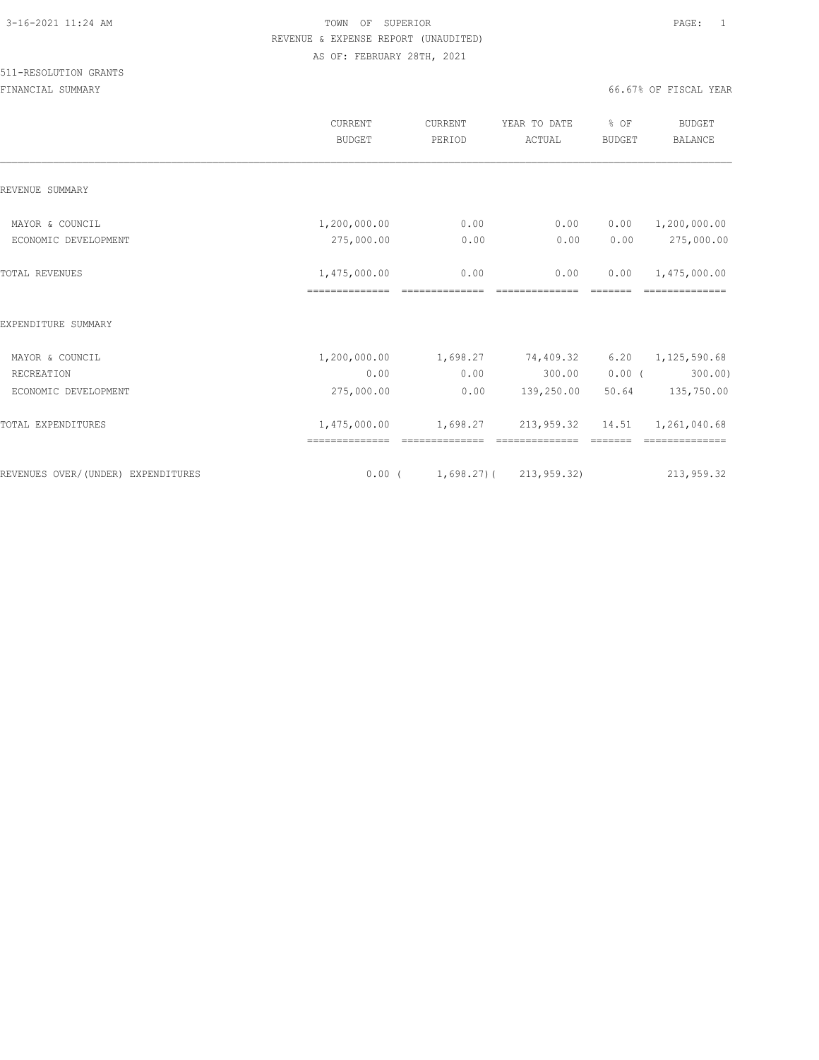TOWN OF SUPERIOR
REVENUE & EXPENSE REPORT (UNAUDITED)
AS OF: FEBRUARY 28TH, 2021

511-RESOLUTION GRANTS

FINANCIAL SUMMARY

66.67% OF FISCAL YEAR

| | CURRENT BUDGET | CURRENT PERIOD | YEAR TO DATE ACTUAL | % OF BUDGET | BUDGET BALANCE |
|---|---|---|---|---|---|
| REVENUE SUMMARY | | | | | |
| MAYOR & COUNCIL | 1,200,000.00 | 0.00 | 0.00 | 0.00 | 1,200,000.00 |
| ECONOMIC DEVELOPMENT | 275,000.00 | 0.00 | 0.00 | 0.00 | 275,000.00 |
| TOTAL REVENUES | 1,475,000.00 | 0.00 | 0.00 | 0.00 | 1,475,000.00 |
| EXPENDITURE SUMMARY | | | | | |
| MAYOR & COUNCIL | 1,200,000.00 | 1,698.27 | 74,409.32 | 6.20 | 1,125,590.68 |
| RECREATION | 0.00 | 0.00 | 300.00 | 0.00 | (300.00) |
| ECONOMIC DEVELOPMENT | 275,000.00 | 0.00 | 139,250.00 | 50.64 | 135,750.00 |
| TOTAL EXPENDITURES | 1,475,000.00 | 1,698.27 | 213,959.32 | 14.51 | 1,261,040.68 |
| REVENUES OVER/(UNDER) EXPENDITURES | 0.00 | (1,698.27) | (213,959.32) | | 213,959.32 |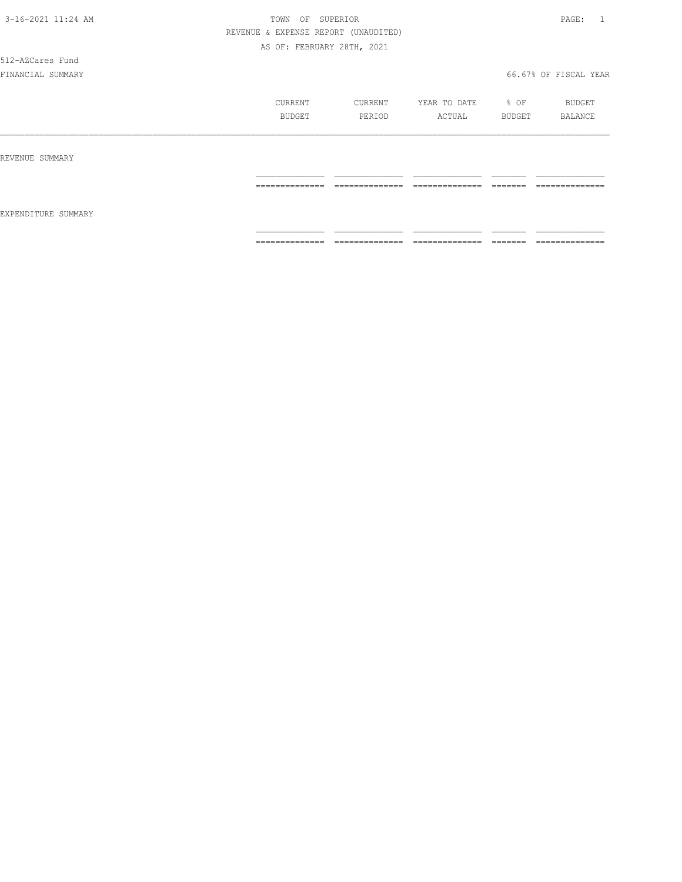TOWN OF SUPERIOR
REVENUE & EXPENSE REPORT (UNAUDITED)
AS OF: FEBRUARY 28TH, 2021

512-AZCares Fund

FINANCIAL SUMMARY — 66.67% OF FISCAL YEAR

| | CURRENT BUDGET | CURRENT PERIOD | YEAR TO DATE ACTUAL | % OF BUDGET | BUDGET BALANCE |
|---|---|---|---|---|---|
| REVENUE SUMMARY | | | | | |
| | | | | | |
| EXPENDITURE SUMMARY | | | | | |
| | | | | | |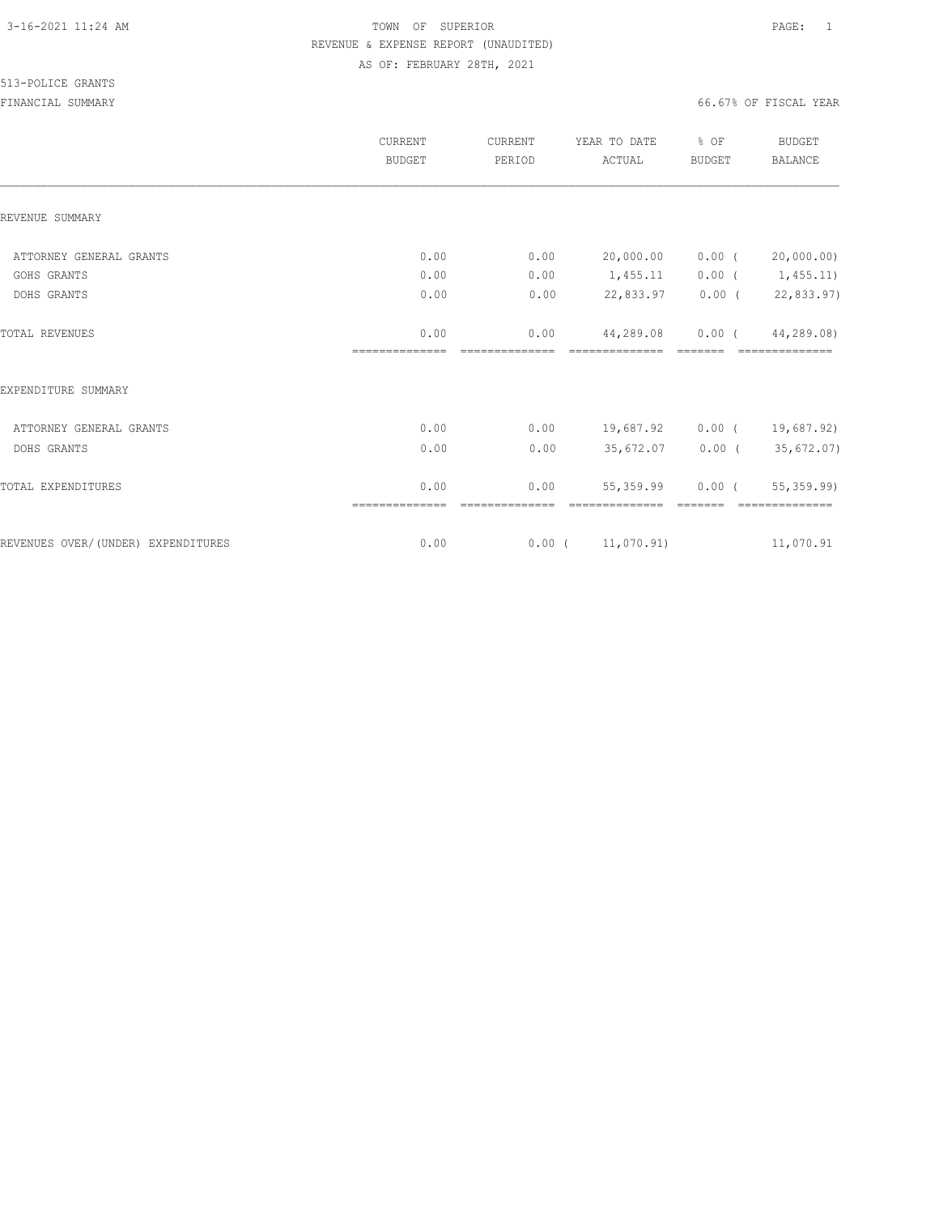TOWN OF SUPERIOR
REVENUE & EXPENSE REPORT (UNAUDITED)
AS OF: FEBRUARY 28TH, 2021

513-POLICE GRANTS

FINANCIAL SUMMARY

66.67% OF FISCAL YEAR

| | CURRENT BUDGET | CURRENT PERIOD | YEAR TO DATE ACTUAL | % OF BUDGET | BUDGET BALANCE |
|---|---|---|---|---|---|
| REVENUE SUMMARY | | | | | |
| ATTORNEY GENERAL GRANTS | 0.00 | 0.00 | 20,000.00 | 0.00 | ( 20,000.00) |
| GOHS GRANTS | 0.00 | 0.00 | 1,455.11 | 0.00 | ( 1,455.11) |
| DOHS GRANTS | 0.00 | 0.00 | 22,833.97 | 0.00 | ( 22,833.97) |
| TOTAL REVENUES | 0.00 | 0.00 | 44,289.08 | 0.00 | ( 44,289.08) |
| EXPENDITURE SUMMARY | | | | | |
| ATTORNEY GENERAL GRANTS | 0.00 | 0.00 | 19,687.92 | 0.00 | ( 19,687.92) |
| DOHS GRANTS | 0.00 | 0.00 | 35,672.07 | 0.00 | ( 35,672.07) |
| TOTAL EXPENDITURES | 0.00 | 0.00 | 55,359.99 | 0.00 | ( 55,359.99) |
| REVENUES OVER/(UNDER) EXPENDITURES | 0.00 | 0.00 | ( 11,070.91) | | 11,070.91 |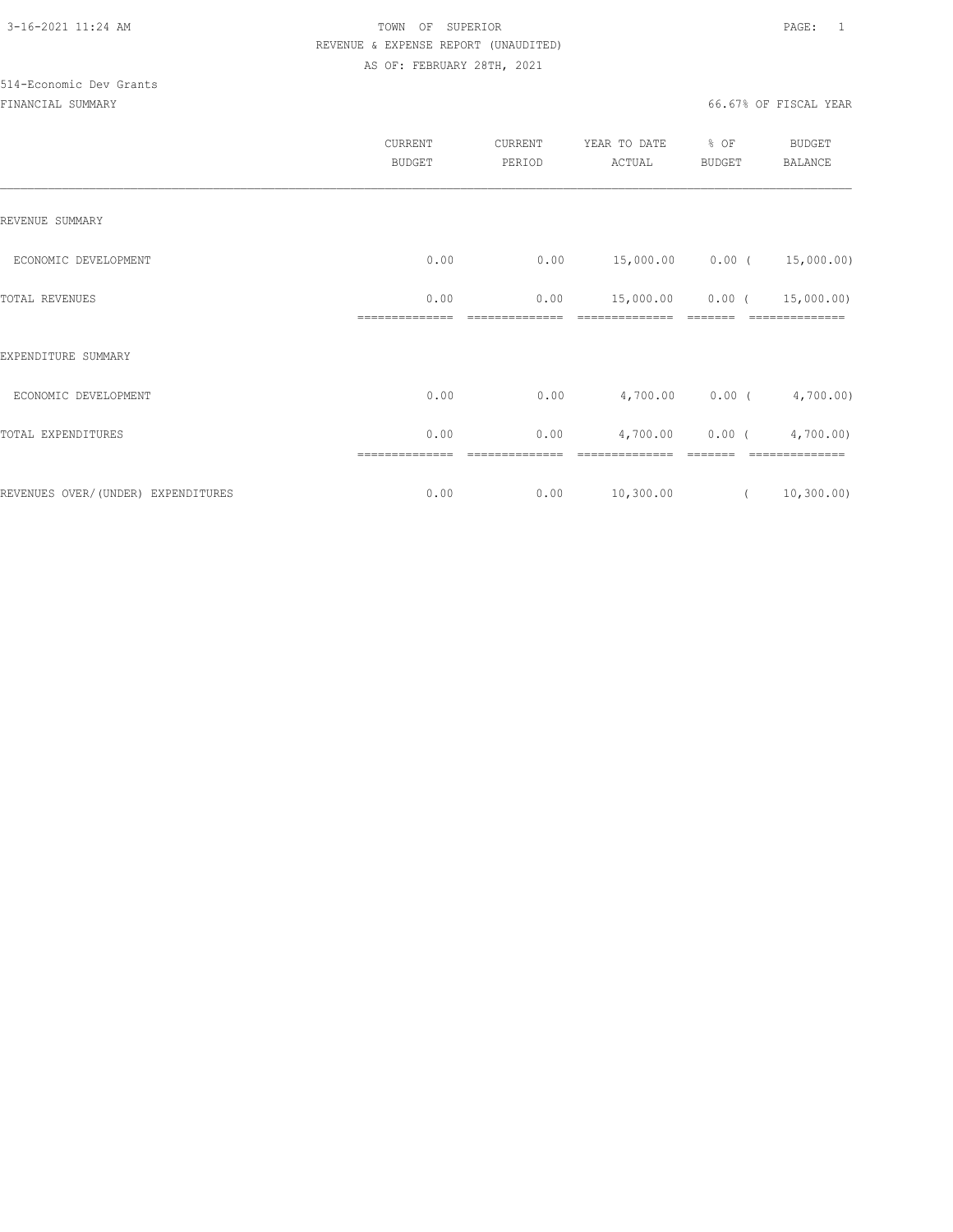TOWN OF SUPERIOR

REVENUE & EXPENSE REPORT (UNAUDITED)

AS OF: FEBRUARY 28TH, 2021

514-Economic Dev Grants

FINANCIAL SUMMARY

66.67% OF FISCAL YEAR

| | CURRENT BUDGET | CURRENT PERIOD | YEAR TO DATE ACTUAL | % OF BUDGET | BUDGET BALANCE |
|---|---|---|---|---|---|
| REVENUE SUMMARY | | | | | |
| ECONOMIC DEVELOPMENT | 0.00 | 0.00 | 15,000.00 | 0.00 | ( 15,000.00) |
| TOTAL REVENUES | 0.00 | 0.00 | 15,000.00 | 0.00 | ( 15,000.00) |
| EXPENDITURE SUMMARY | | | | | |
| ECONOMIC DEVELOPMENT | 0.00 | 0.00 | 4,700.00 | 0.00 | ( 4,700.00) |
| TOTAL EXPENDITURES | 0.00 | 0.00 | 4,700.00 | 0.00 | ( 4,700.00) |
| REVENUES OVER/(UNDER) EXPENDITURES | 0.00 | 0.00 | 10,300.00 | | ( 10,300.00) |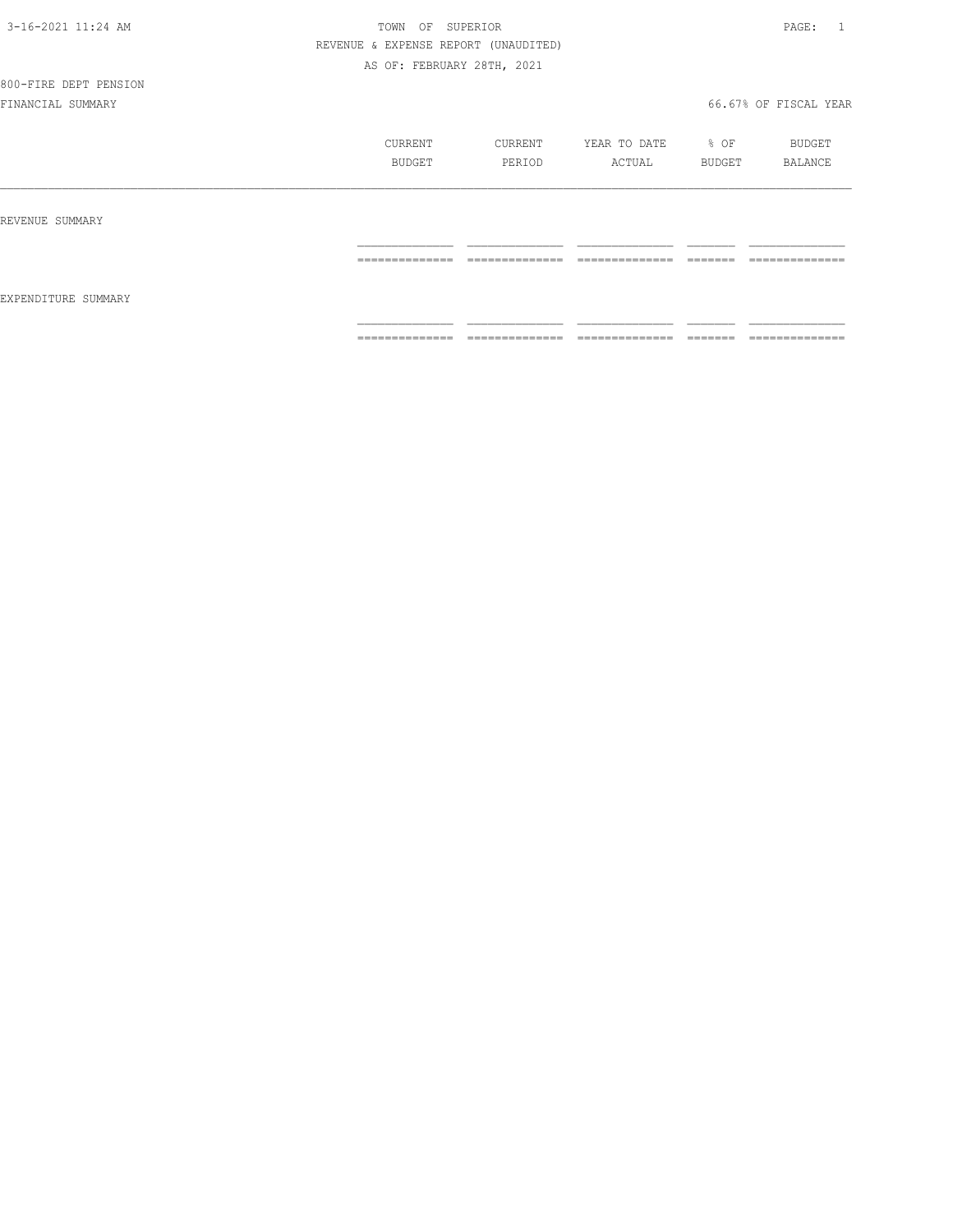TOWN OF SUPERIOR

REVENUE & EXPENSE REPORT (UNAUDITED)

AS OF: FEBRUARY 28TH, 2021

800-FIRE DEPT PENSION

FINANCIAL SUMMARY 66.67% OF FISCAL YEAR

| | CURRENT BUDGET | CURRENT PERIOD | YEAR TO DATE ACTUAL | % OF BUDGET | BUDGET BALANCE |
|---|---|---|---|---|---|
| REVENUE SUMMARY | | | | | |
| EXPENDITURE SUMMARY | | | | | |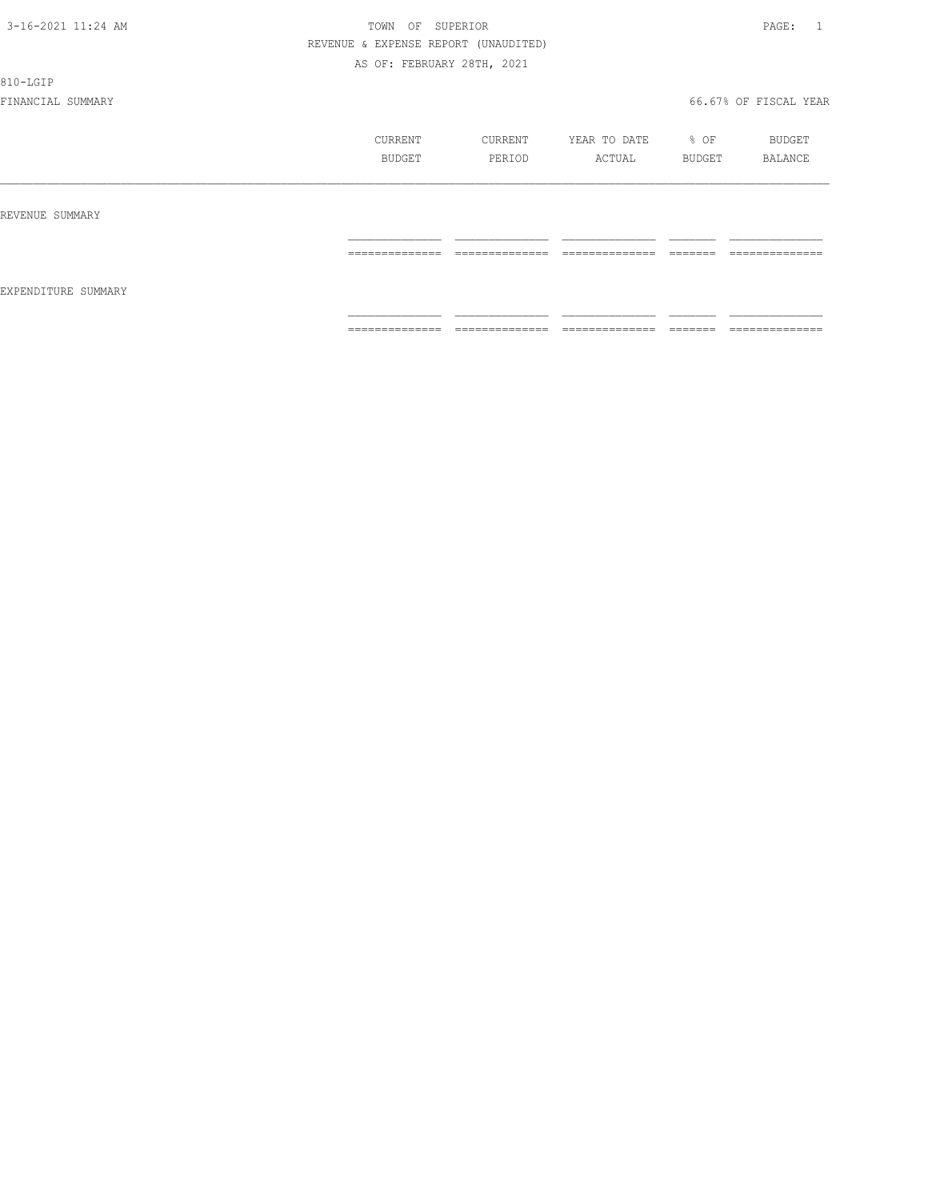3-16-2021 11:24 AM TOWN OF SUPERIOR

REVENUE & EXPENSE REPORT (UNAUDITED)

AS OF: FEBRUARY 28TH, 2021

810-LGIP

FINANCIAL SUMMARY 66.67% OF FISCAL YEAR

| | CURRENT BUDGET | CURRENT PERIOD | YEAR TO DATE ACTUAL | % OF BUDGET | BUDGET BALANCE |
|---|---|---|---|---|---|
| REVENUE SUMMARY | | | | | |
| EXPENDITURE SUMMARY | | | | | |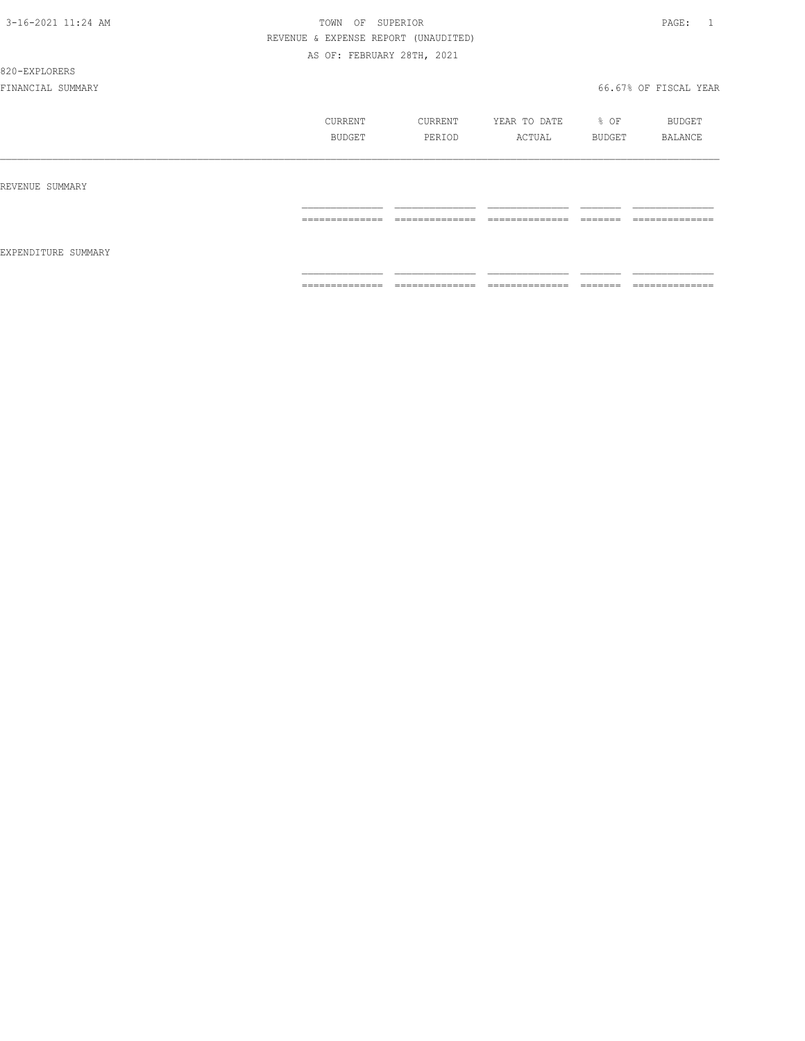TOWN OF SUPERIOR

REVENUE & EXPENSE REPORT (UNAUDITED)

AS OF: FEBRUARY 28TH, 2021

820-EXPLORERS

FINANCIAL SUMMARY — 66.67% OF FISCAL YEAR

| | CURRENT BUDGET | CURRENT PERIOD | YEAR TO DATE ACTUAL | % OF BUDGET | BUDGET BALANCE |
|---|---|---|---|---|---|
| REVENUE SUMMARY | | | | | |
| EXPENDITURE SUMMARY | | | | | |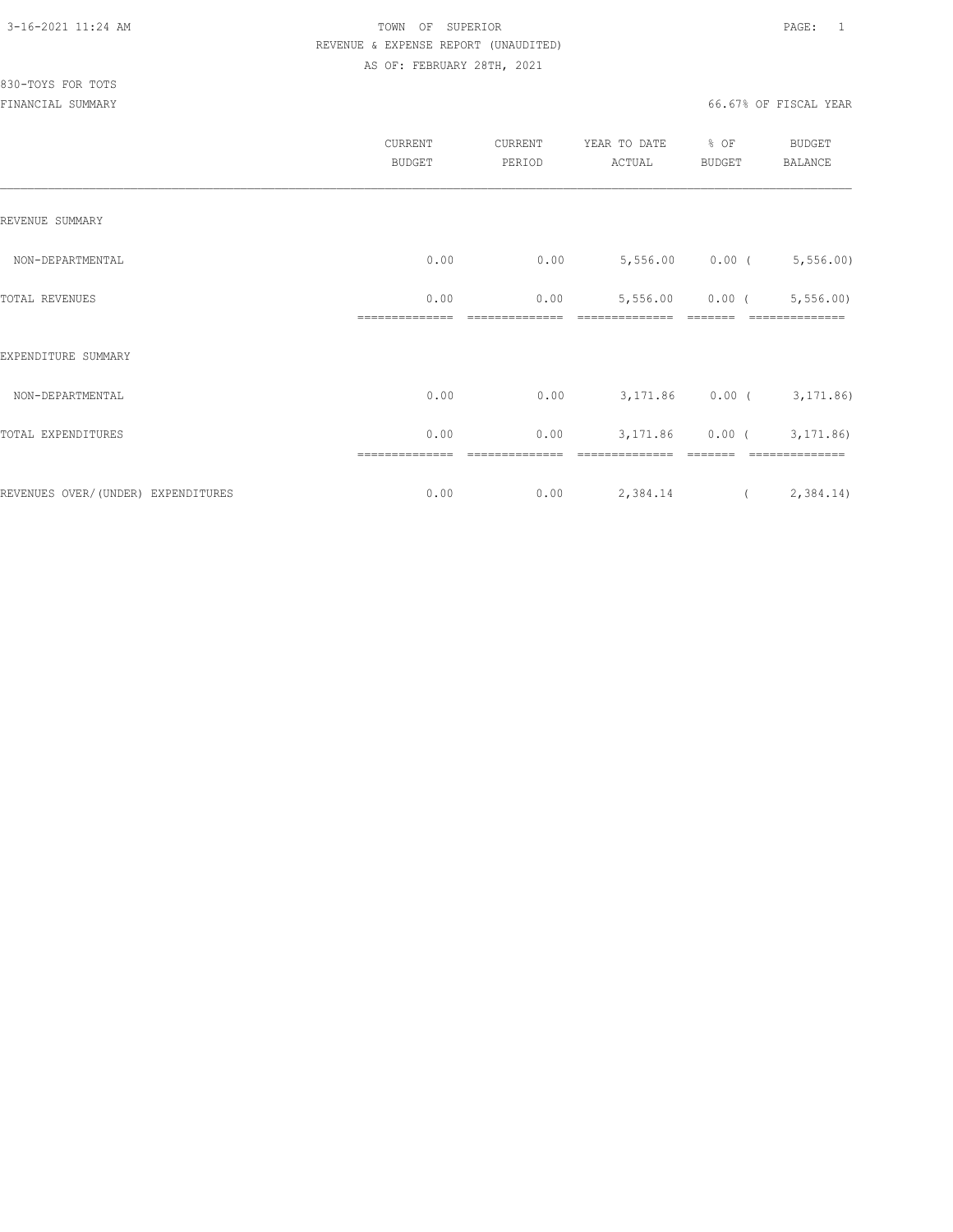TOWN OF SUPERIOR
REVENUE & EXPENSE REPORT (UNAUDITED)
AS OF: FEBRUARY 28TH, 2021

830-TOYS FOR TOTS
FINANCIAL SUMMARY

66.67% OF FISCAL YEAR

| | CURRENT BUDGET | CURRENT PERIOD | YEAR TO DATE ACTUAL | % OF BUDGET | BUDGET BALANCE |
|---|---|---|---|---|---|
| REVENUE SUMMARY | | | | | |
| NON-DEPARTMENTAL | 0.00 | 0.00 | 5,556.00 | 0.00 | ( 5,556.00) |
| TOTAL REVENUES | 0.00 | 0.00 | 5,556.00 | 0.00 | ( 5,556.00) |
| EXPENDITURE SUMMARY | | | | | |
| NON-DEPARTMENTAL | 0.00 | 0.00 | 3,171.86 | 0.00 | ( 3,171.86) |
| TOTAL EXPENDITURES | 0.00 | 0.00 | 3,171.86 | 0.00 | ( 3,171.86) |
| REVENUES OVER/(UNDER) EXPENDITURES | 0.00 | 0.00 | 2,384.14 | | ( 2,384.14) |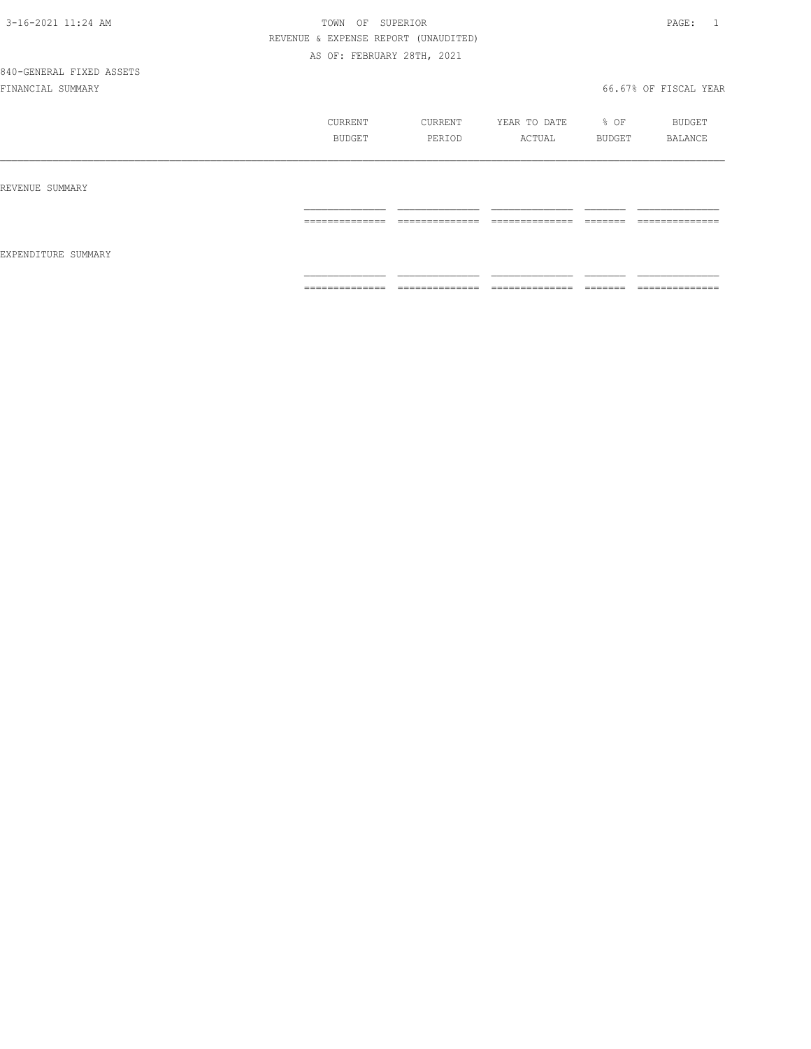TOWN OF SUPERIOR
REVENUE & EXPENSE REPORT (UNAUDITED)
AS OF: FEBRUARY 28TH, 2021

840-GENERAL FIXED ASSETS

FINANCIAL SUMMARY

66.67% OF FISCAL YEAR

| | CURRENT BUDGET | CURRENT PERIOD | YEAR TO DATE ACTUAL | % OF BUDGET | BUDGET BALANCE |
|---|---|---|---|---|---|
| REVENUE SUMMARY | | | | | |
| EXPENDITURE SUMMARY | | | | | |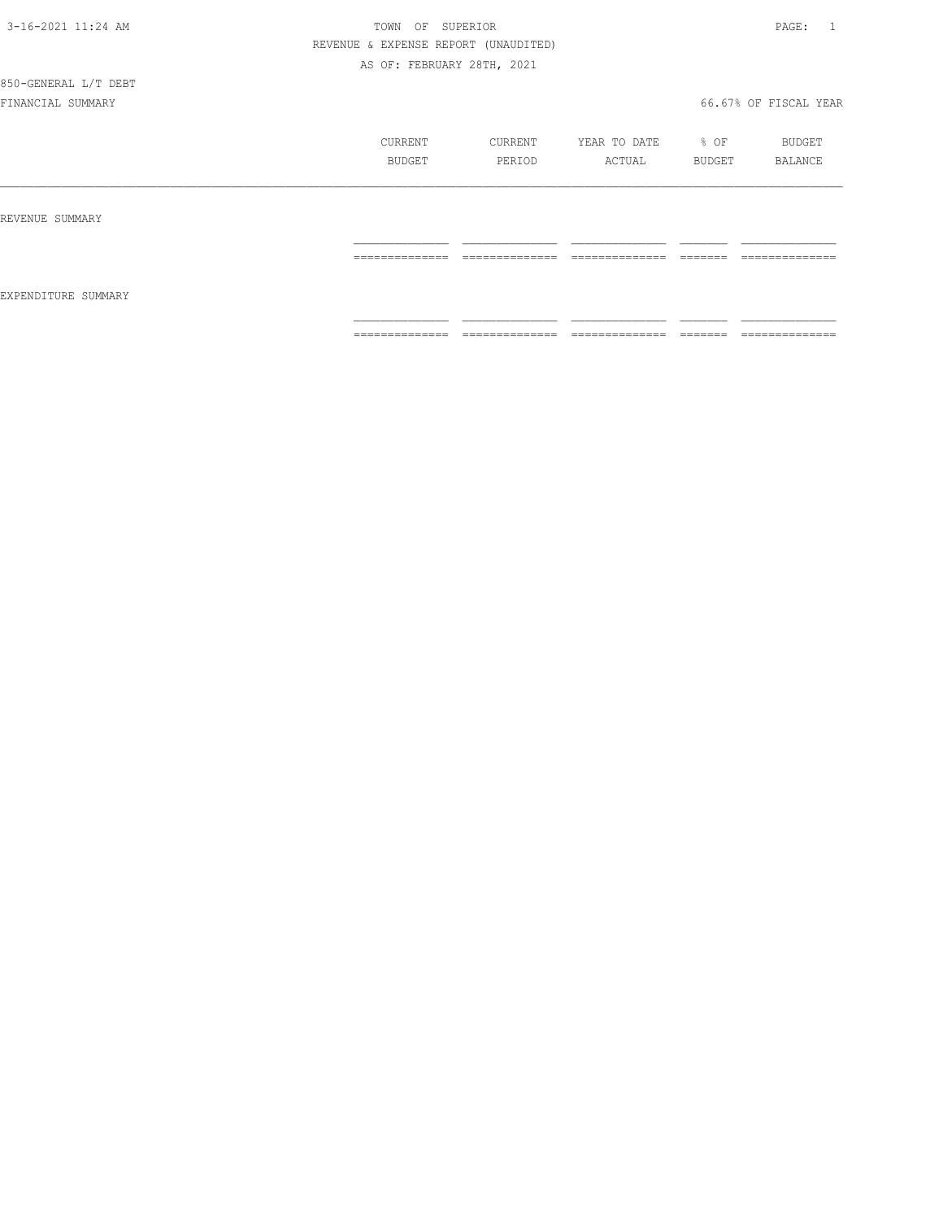TOWN OF SUPERIOR

REVENUE & EXPENSE REPORT (UNAUDITED)

AS OF: FEBRUARY 28TH, 2021

850-GENERAL L/T DEBT

FINANCIAL SUMMARY

66.67% OF FISCAL YEAR

| | CURRENT BUDGET | CURRENT PERIOD | YEAR TO DATE ACTUAL | % OF BUDGET | BUDGET BALANCE |
|---|---|---|---|---|---|
| REVENUE SUMMARY | | | | | |
| EXPENDITURE SUMMARY | | | | | |